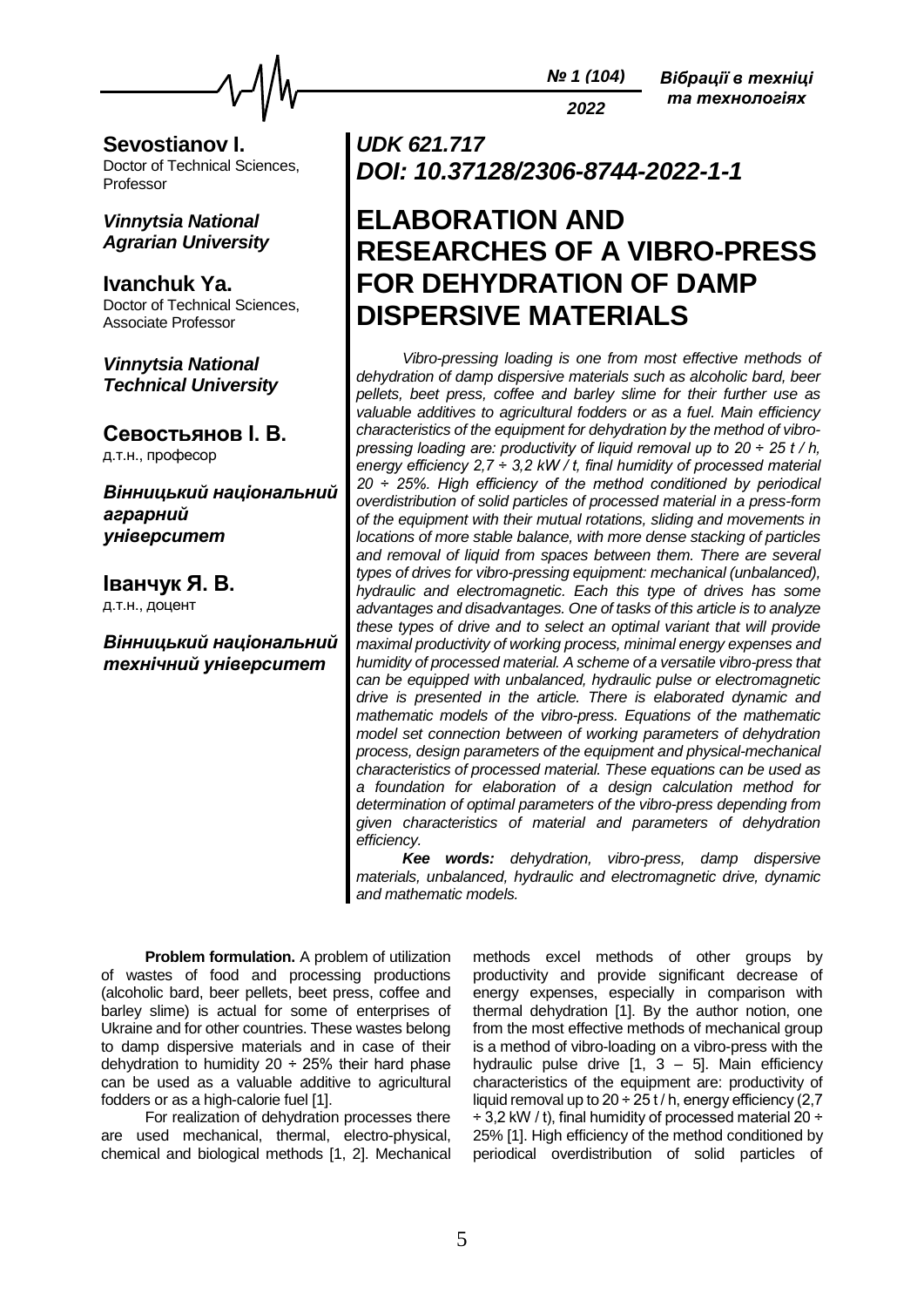**Sevostianov I.**
Doctor of Technical Sciences, Professor

***Vinnytsia National Agrarian University***

**Ivanchuk Ya.**
Doctor of Technical Sciences, Associate Professor

***Vinnytsia National Technical University***

**Севостьянов І. В.**
д.т.н., професор

***Вінницький національний аграрний університет***

**Іванчук Я. В.**
д.т.н., доцент

***Вінницький національний технічний університет***

***UDK 621.717***
***DOI: 10.37128/2306-8744-2022-1-1***

# ELABORATION AND RESEARCHES OF A VIBRO-PRESS FOR DEHYDRATION OF DAMP DISPERSIVE MATERIALS

*Vibro-pressing loading is one from most effective methods of dehydration of damp dispersive materials such as alcoholic bard, beer pellets, beet press, coffee and barley slime for their further use as valuable additives to agricultural fodders or as a fuel. Main efficiency characteristics of the equipment for dehydration by the method of vibro-pressing loading are: productivity of liquid removal up to 20 ÷ 25 t / h, energy efficiency 2,7 ÷ 3,2 kW / t, final humidity of processed material 20 ÷ 25%. High efficiency of the method conditioned by periodical overdistribution of solid particles of processed material in a press-form of the equipment with their mutual rotations, sliding and movements in locations of more stable balance, with more dense stacking of particles and removal of liquid from spaces between them. There are several types of drives for vibro-pressing equipment: mechanical (unbalanced), hydraulic and electromagnetic. Each this type of drives has some advantages and disadvantages. One of tasks of this article is to analyze these types of drive and to select an optimal variant that will provide maximal productivity of working process, minimal energy expenses and humidity of processed material. A scheme of a versatile vibro-press that can be equipped with unbalanced, hydraulic pulse or electromagnetic drive is presented in the article. There is elaborated dynamic and mathematic models of the vibro-press. Equations of the mathematic model set connection between of working parameters of dehydration process, design parameters of the equipment and physical-mechanical characteristics of processed material. These equations can be used as a foundation for elaboration of a design calculation method for determination of optimal parameters of the vibro-press depending from given characteristics of material and parameters of dehydration efficiency.*

***Kee words:*** *dehydration, vibro-press, damp dispersive materials, unbalanced, hydraulic and electromagnetic drive, dynamic and mathematic models.*

**Problem formulation.** A problem of utilization of wastes of food and processing productions (alcoholic bard, beer pellets, beet press, coffee and barley slime) is actual for some of enterprises of Ukraine and for other countries. These wastes belong to damp dispersive materials and in case of their dehydration to humidity 20 ÷ 25% their hard phase can be used as a valuable additive to agricultural fodders or as a high-calorie fuel [1].

For realization of dehydration processes there are used mechanical, thermal, electro-physical, chemical and biological methods [1, 2]. Mechanical methods excel methods of other groups by productivity and provide significant decrease of energy expenses, especially in comparison with thermal dehydration [1]. By the author notion, one from the most effective methods of mechanical group is a method of vibro-loading on a vibro-press with the hydraulic pulse drive [1, 3 – 5]. Main efficiency characteristics of the equipment are: productivity of liquid removal up to 20 ÷ 25 t / h, energy efficiency (2,7 ÷ 3,2 kW / t), final humidity of processed material 20 ÷ 25% [1]. High efficiency of the method conditioned by periodical overdistribution of solid particles of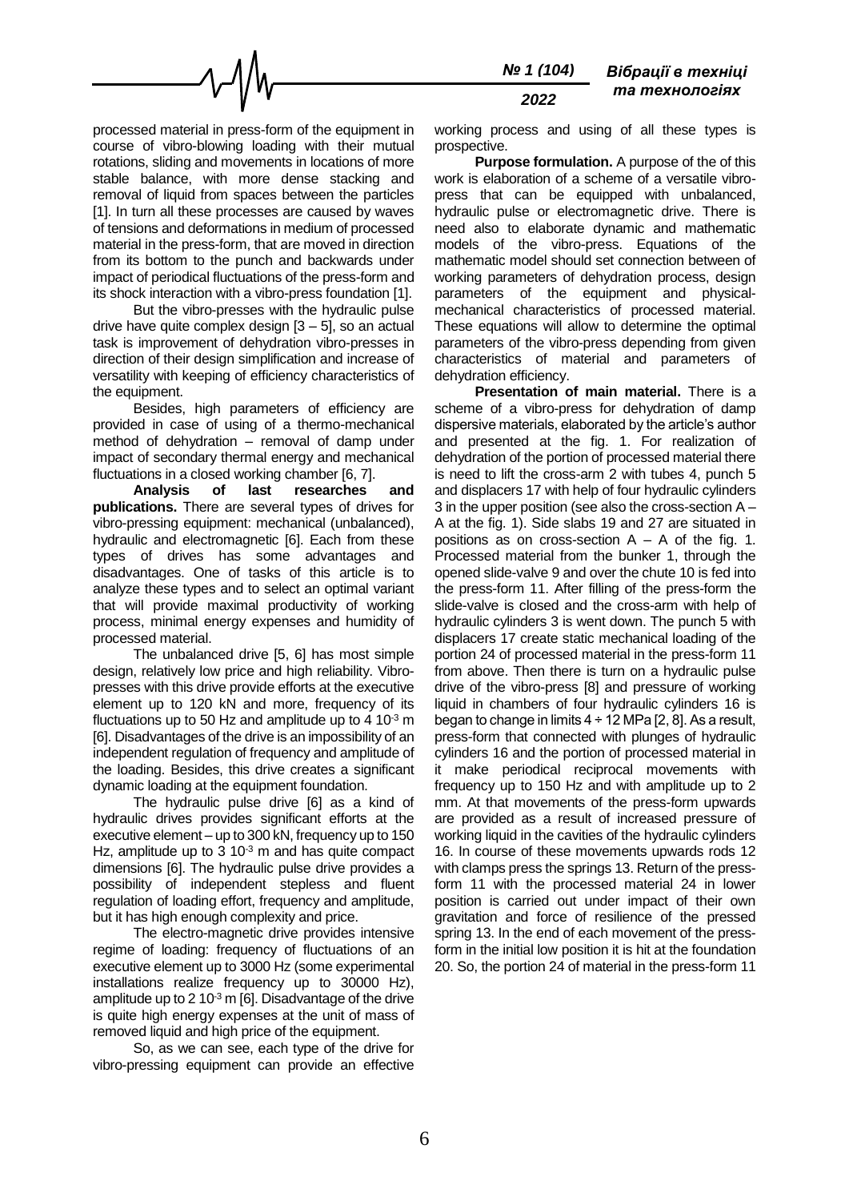processed material in press-form of the equipment in course of vibro-blowing loading with their mutual rotations, sliding and movements in locations of more stable balance, with more dense stacking and removal of liquid from spaces between the particles [1]. In turn all these processes are caused by waves of tensions and deformations in medium of processed material in the press-form, that are moved in direction from its bottom to the punch and backwards under impact of periodical fluctuations of the press-form and its shock interaction with a vibro-press foundation [1].

But the vibro-presses with the hydraulic pulse drive have quite complex design [3 – 5], so an actual task is improvement of dehydration vibro-presses in direction of their design simplification and increase of versatility with keeping of efficiency characteristics of the equipment.

Besides, high parameters of efficiency are provided in case of using of a thermo-mechanical method of dehydration – removal of damp under impact of secondary thermal energy and mechanical fluctuations in a closed working chamber [6, 7].

**Analysis of last researches and publications.** There are several types of drives for vibro-pressing equipment: mechanical (unbalanced), hydraulic and electromagnetic [6]. Each from these types of drives has some advantages and disadvantages. One of tasks of this article is to analyze these types and to select an optimal variant that will provide maximal productivity of working process, minimal energy expenses and humidity of processed material.

The unbalanced drive [5, 6] has most simple design, relatively low price and high reliability. Vibro-presses with this drive provide efforts at the executive element up to 120 kN and more, frequency of its fluctuations up to 50 Hz and amplitude up to $4 \cdot 10^{-3}$ m [6]. Disadvantages of the drive is an impossibility of an independent regulation of frequency and amplitude of the loading. Besides, this drive creates a significant dynamic loading at the equipment foundation.

The hydraulic pulse drive [6] as a kind of hydraulic drives provides significant efforts at the executive element – up to 300 kN, frequency up to 150 Hz, amplitude up to $3 \cdot 10^{-3}$ m and has quite compact dimensions [6]. The hydraulic pulse drive provides a possibility of independent stepless and fluent regulation of loading effort, frequency and amplitude, but it has high enough complexity and price.

The electro-magnetic drive provides intensive regime of loading: frequency of fluctuations of an executive element up to 3000 Hz (some experimental installations realize frequency up to 30000 Hz), amplitude up to $2 \cdot 10^{-3}$ m [6]. Disadvantage of the drive is quite high energy expenses at the unit of mass of removed liquid and high price of the equipment.

So, as we can see, each type of the drive for vibro-pressing equipment can provide an effective working process and using of all these types is prospective.

**Purpose formulation.** A purpose of the of this work is elaboration of a scheme of a versatile vibro-press that can be equipped with unbalanced, hydraulic pulse or electromagnetic drive. There is need also to elaborate dynamic and mathematic models of the vibro-press. Equations of the mathematic model should set connection between of working parameters of dehydration process, design parameters of the equipment and physical-mechanical characteristics of processed material. These equations will allow to determine the optimal parameters of the vibro-press depending from given characteristics of material and parameters of dehydration efficiency.

**Presentation of main material.** There is a scheme of a vibro-press for dehydration of damp dispersive materials, elaborated by the article's author and presented at the fig. 1. For realization of dehydration of the portion of processed material there is need to lift the cross-arm 2 with tubes 4, punch 5 and displacers 17 with help of four hydraulic cylinders 3 in the upper position (see also the cross-section A – A at the fig. 1). Side slabs 19 and 27 are situated in positions as on cross-section A – A of the fig. 1. Processed material from the bunker 1, through the opened slide-valve 9 and over the chute 10 is fed into the press-form 11. After filling of the press-form the slide-valve is closed and the cross-arm with help of hydraulic cylinders 3 is went down. The punch 5 with displacers 17 create static mechanical loading of the portion 24 of processed material in the press-form 11 from above. Then there is turn on a hydraulic pulse drive of the vibro-press [8] and pressure of working liquid in chambers of four hydraulic cylinders 16 is began to change in limits 4 ÷ 12 MPa [2, 8]. As a result, press-form that connected with plunges of hydraulic cylinders 16 and the portion of processed material in it make periodical reciprocal movements with frequency up to 150 Hz and with amplitude up to 2 mm. At that movements of the press-form upwards are provided as a result of increased pressure of working liquid in the cavities of the hydraulic cylinders 16. In course of these movements upwards rods 12 with clamps press the springs 13. Return of the press-form 11 with the processed material 24 in lower position is carried out under impact of their own gravitation and force of resilience of the pressed spring 13. In the end of each movement of the press-form in the initial low position it is hit at the foundation 20. So, the portion 24 of material in the press-form 11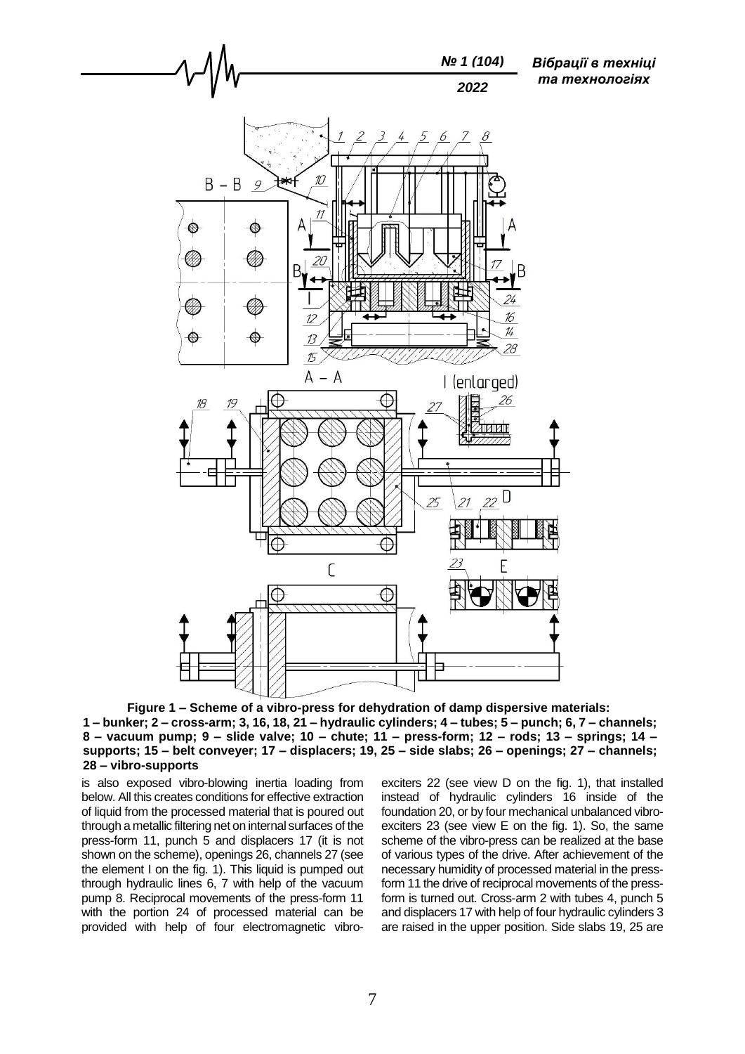**Figure 1 – Scheme of a vibro-press for dehydration of damp dispersive materials: 1 – bunker; 2 – cross-arm; 3, 16, 18, 21 – hydraulic cylinders; 4 – tubes; 5 – punch; 6, 7 – channels; 8 – vacuum pump; 9 – slide valve; 10 – chute; 11 – press-form; 12 – rods; 13 – springs; 14 – supports; 15 – belt conveyer; 17 – displacers; 19, 25 – side slabs; 26 – openings; 27 – channels; 28 – vibro-supports**

is also exposed vibro-blowing inertia loading from below. All this creates conditions for effective extraction of liquid from the processed material that is poured out through a metallic filtering net on internal surfaces of the press-form 11, punch 5 and displacers 17 (it is not shown on the scheme), openings 26, channels 27 (see the element I on the fig. 1). This liquid is pumped out through hydraulic lines 6, 7 with help of the vacuum pump 8. Reciprocal movements of the press-form 11 with the portion 24 of processed material can be provided with help of four electromagnetic vibro-exciters 22 (see view D on the fig. 1), that installed instead of hydraulic cylinders 16 inside of the foundation 20, or by four mechanical unbalanced vibro-exciters 23 (see view E on the fig. 1). So, the same scheme of the vibro-press can be realized at the base of various types of the drive. After achievement of the necessary humidity of processed material in the press-form 11 the drive of reciprocal movements of the press-form is turned out. Cross-arm 2 with tubes 4, punch 5 and displacers 17 with help of four hydraulic cylinders 3 are raised in the upper position. Side slabs 19, 25 are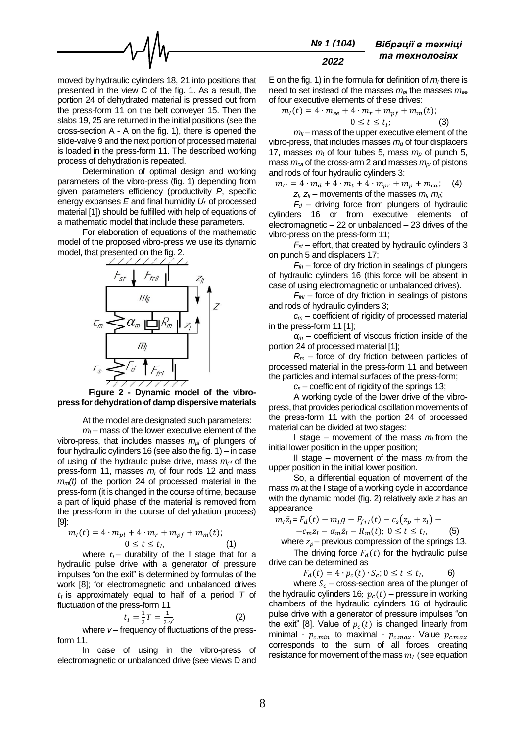moved by hydraulic cylinders 18, 21 into positions that presented in the view C of the fig. 1. As a result, the portion 24 of dehydrated material is pressed out from the press-form 11 on the belt conveyer 15. Then the slabs 19, 25 are returned in the initial positions (see the cross-section A - A on the fig. 1), there is opened the slide-valve 9 and the next portion of processed material is loaded in the press-form 11. The described working process of dehydration is repeated.

Determination of optimal design and working parameters of the vibro-press (fig. 1) depending from given parameters efficiency (productivity $P$, specific energy expanses $E$ and final humidity $U_f$ of processed material [1]) should be fulfilled with help of equations of a mathematic model that include these parameters.

For elaboration of equations of the mathematic model of the proposed vibro-press we use its dynamic model, that presented on the fig. 2.

**Figure 2 - Dynamic model of the vibro-press for dehydration of damp dispersive materials**

At the model are designated such parameters:

$m_I$ – mass of the lower executive element of the vibro-press, that includes masses $m_{pl}$ of plungers of four hydraulic cylinders 16 (see also the fig. 1) – in case of using of the hydraulic pulse drive, mass $m_{pf}$ of the press-form 11, masses $m_r$ of four rods 12 and mass $m_m(t)$ of the portion 24 of processed material in the press-form (it is changed in the course of time, because a part of liquid phase of the material is removed from the press-form in the course of dehydration process) [9]:

$$m_I(t) = 4 \cdot m_{pl} + 4 \cdot m_r + m_{pf} + m_m(t); \quad 0 \leq t \leq t_I, \qquad (1)$$

where $t_I$ – durability of the I stage that for a hydraulic pulse drive with a generator of pressure impulses "on the exit" is determined by formulas of the work [8]; for electromagnetic and unbalanced drives $t_I$ is approximately equal to half of a period $T$ of fluctuation of the press-form 11

$$t_I = \frac{1}{2}T = \frac{1}{2 \cdot \nu}, \qquad (2)$$

where $\nu$ – frequency of fluctuations of the press-form 11.

In case of using in the vibro-press of electromagnetic or unbalanced drive (see views D and E on the fig. 1) in the formula for definition of $m_I$ there is need to set instead of the masses $m_{pl}$ the masses $m_{ee}$ of four executive elements of these drives:

$$m_I(t) = 4 \cdot m_{ee} + 4 \cdot m_r + m_{pf} + m_m(t); \quad 0 \leq t \leq t_I; \qquad (3)$$

$m_{II}$ – mass of the upper executive element of the vibro-press, that includes masses $m_d$ of four displacers 17, masses $m_t$ of four tubes 5, mass $m_p$ of punch 5, mass $m_{ca}$ of the cross-arm 2 and masses $m_{pr}$ of pistons and rods of four hydraulic cylinders 3:

$$m_{II} = 4 \cdot m_d + 4 \cdot m_t + 4 \cdot m_{pr} + m_p + m_{ca}; \qquad (4)$$

$z_I$, $z_{II}$ – movements of the masses $m_I$, $m_{II}$;

$F_d$ – driving force from plungers of hydraulic cylinders 16 or from executive elements of electromagnetic – 22 or unbalanced – 23 drives of the vibro-press on the press-form 11;

$F_{st}$ – effort, that created by hydraulic cylinders 3 on punch 5 and displacers 17;

$F_{frI}$ – force of dry friction in sealings of plungers of hydraulic cylinders 16 (this force will be absent in case of using electromagnetic or unbalanced drives).

$F_{frII}$ – force of dry friction in sealings of pistons and rods of hydraulic cylinders 3;

$c_m$ – coefficient of rigidity of processed material in the press-form 11 [1];

$\alpha_m$ – coefficient of viscous friction inside of the portion 24 of processed material [1];

$R_m$ – force of dry friction between particles of processed material in the press-form 11 and between the particles and internal surfaces of the press-form;

$c_s$ – coefficient of rigidity of the springs 13;

A working cycle of the lower drive of the vibro-press, that provides periodical oscillation movements of the press-form 11 with the portion 24 of processed material can be divided at two stages:

I stage – movement of the mass $m_I$ from the initial lower position in the upper position;

II stage – movement of the mass $m_I$ from the upper position in the initial lower position.

So, a differential equation of movement of the mass $m_I$ at the I stage of a working cycle in accordance with the dynamic model (fig. 2) relatively axle $z$ has an appearance

$$m_I \ddot{z}_I = F_d(t) - m_I g - F_{frI}(t) - c_s(z_p + z_I) - c_m z_I - \alpha_m \dot{z}_I - R_m(t); \; 0 \leq t \leq t_I, \qquad (5)$$

where $z_p$ – previous compression of the springs 13.

The driving force $F_d(t)$ for the hydraulic pulse drive can be determined as

$$F_d(t) = 4 \cdot p_c(t) \cdot S_c; 0 \leq t \leq t_I, \qquad 6)$$

where $S_c$ – cross-section area of the plunger of the hydraulic cylinders 16; $p_c(t)$ – pressure in working chambers of the hydraulic cylinders 16 of hydraulic pulse drive with a generator of pressure impulses "on the exit" [8]. Value of $p_c(t)$ is changed linearly from minimal - $p_{c.min}$ to maximal - $p_{c.max}$. Value $p_{c.max}$ corresponds to the sum of all forces, creating resistance for movement of the mass $m_I$ (see equation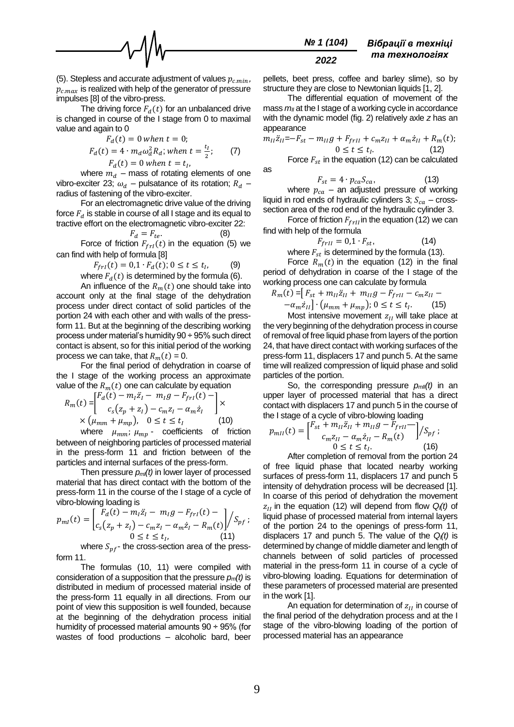(5). Stepless and accurate adjustment of values $p_{c.min}$, $p_{c.max}$ is realized with help of the generator of pressure impulses [8] of the vibro-press.

The driving force $F_d(t)$ for an unbalanced drive is changed in course of the I stage from 0 to maximal value and again to 0

$$F_d(t) = 0 \; when \; t = 0;$$
$$F_d(t) = 4 \cdot m_d \omega_d^2 R_d; \; when \; t = \frac{t_I}{2}; \quad (7)$$
$$F_d(t) = 0 \; when \; t = t_I,$$

where $m_d$ – mass of rotating elements of one vibro-exciter 23; $\omega_d$ – pulsatance of its rotation; $R_d$ – radius of fastening of the vibro-exciter.

For an electromagnetic drive value of the driving force $F_d$ is stable in course of all I stage and its equal to tractive effort on the electromagnetic vibro-exciter 22:

$$F_d = F_{te}. \quad (8)$$

Force of friction $F_{frI}(t)$ in the equation (5) we can find with help of formula [8]

$$F_{frI}(t) = 0{,}1 \cdot F_d(t); 0 \le t \le t_I, \quad (9)$$

where $F_d(t)$ is determined by the formula (6).

An influence of the $R_m(t)$ one should take into account only at the final stage of the dehydration process under direct contact of solid particles of the portion 24 with each other and with walls of the press-form 11. But at the beginning of the describing working process under material's humidity 90 ÷ 95% such direct contact is absent, so for this initial period of the working process we can take, that $R_m(t)$ = 0.

For the final period of dehydration in coarse of the I stage of the working process an approximate value of the $R_m(t)$ one can calculate by equation

$$R_m(t) = \begin{bmatrix} F_d(t) - m_I\ddot{z}_I - m_I g - F_{frI}(t) - \\ c_s(z_p + z_I) - c_m z_I - \alpha_m \dot{z}_I \end{bmatrix} \times$$
$$\times (\mu_{mm} + \mu_{mp}), \quad 0 \le t \le t_I \quad (10)$$

where $\mu_{mm}$; $\mu_{mp}$ - coefficients of friction between of neighboring particles of processed material in the press-form 11 and friction between of the particles and internal surfaces of the press-form.

Then pressure $p_{mI}(t)$ in lower layer of processed material that has direct contact with the bottom of the press-form 11 in the course of the I stage of a cycle of vibro-blowing loading is

$$p_{mI}(t) = \left[ \begin{matrix} F_d(t) - m_I\ddot{z}_I - m_I g - F_{frI}(t) - \\ c_s(z_p + z_I) - c_m z_I - \alpha_m \dot{z}_I - R_m(t) \end{matrix} \right] \Big/ S_{pf}\,;$$
$$0 \le t \le t_I, \quad (11)$$

where $S_{pf}$ - the cross-section area of the press-form 11.

The formulas (10, 11) were compiled with consideration of a supposition that the pressure $p_m(t)$ is distributed in medium of processed material inside of the press-form 11 equally in all directions. From our point of view this supposition is well founded, because at the beginning of the dehydration process initial humidity of processed material amounts 90 ÷ 95% (for wastes of food productions – alcoholic bard, beer pellets, beet press, coffee and barley slime), so by structure they are close to Newtonian liquids [1, 2].

The differential equation of movement of the mass $m_{II}$ at the I stage of a working cycle in accordance with the dynamic model (fig. 2) relatively axle $z$ has an appearance

$$m_{II}\ddot{z}_{II} = -F_{st} - m_{II}g + F_{frII} + c_m z_{II} + \alpha_m \dot{z}_{II} + R_m(t);$$
$$0 \le t \le t_I. \quad (12)$$

Force $F_{st}$ in the equation (12) can be calculated as

$$F_{st} = 4 \cdot p_{ca} S_{ca}, \quad (13)$$

where $p_{ca}$ – an adjusted pressure of working liquid in rod ends of hydraulic cylinders 3; $S_{ca}$ – cross-section area of the rod end of the hydraulic cylinder 3.

Force of friction $F_{frII}$ in the equation (12) we can find with help of the formula

$$F_{frII} = 0{,}1 \cdot F_{st}, \quad (14)$$

where $F_{st}$ is determined by the formula (13).

Force $R_m(t)$ in the equation (12) in the final period of dehydration in coarse of the I stage of the working process one can calculate by formula

$$R_m(t) = \left[ F_{st} + m_{II}\ddot{z}_{II} + m_{II}g - F_{frII} - c_m z_{II} - \right.$$
$$\left. - \alpha_m \dot{z}_{II} \right] \cdot (\mu_{mm} + \mu_{mp}); \; 0 \le t \le t_I. \quad (15)$$

Most intensive movement $z_{II}$ will take place at the very beginning of the dehydration process in course of removal of free liquid phase from layers of the portion 24, that have direct contact with working surfaces of the press-form 11, displacers 17 and punch 5. At the same time will realized compression of liquid phase and solid particles of the portion.

So, the corresponding pressure $p_{mII}(t)$ in an upper layer of processed material that has a direct contact with displacers 17 and punch 5 in the course of the I stage of a cycle of vibro-blowing loading

$$p_{mII}(t) = \left[ \begin{matrix} F_{st} + m_{II}\ddot{z}_{II} + m_{II}g - F_{frII} - \\ c_m z_{II} - \alpha_m \dot{z}_{II} - R_m(t) \end{matrix} \right] \Big/ S_{pf}\,;$$
$$0 \le t \le t_I. \quad (16)$$

After completion of removal from the portion 24 of free liquid phase that located nearby working surfaces of press-form 11, displacers 17 and punch 5 intensity of dehydration process will be decreased [1]. In coarse of this period of dehydration the movement $z_{II}$ in the equation (12) will depend from flow $Q_l(t)$ of liquid phase of processed material from internal layers of the portion 24 to the openings of press-form 11, displacers 17 and punch 5. The value of the $Q_l(t)$ is determined by change of middle diameter and length of channels between of solid particles of processed material in the press-form 11 in course of a cycle of vibro-blowing loading. Equations for determination of these parameters of processed material are presented in the work [1].

An equation for determination of $z_{II}$ in course of the final period of the dehydration process and at the I stage of the vibro-blowing loading of the portion of processed material has an appearance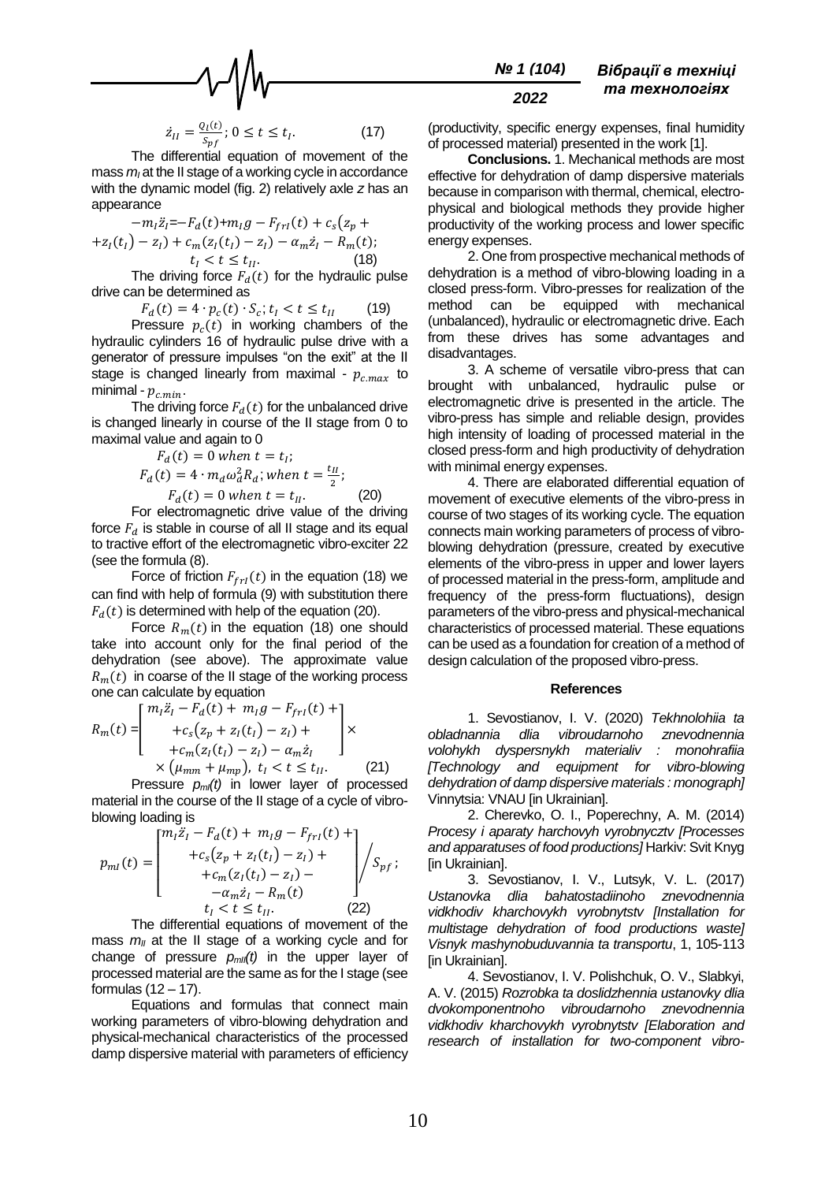$$\dot{z}_{II} = \frac{Q_I(t)}{S_{pf}};\ 0 \le t \le t_I. \qquad (17)$$

The differential equation of movement of the mass $m_I$ at the II stage of a working cycle in accordance with the dynamic model (fig. 2) relatively axle $z$ has an appearance

$$-m_I\ddot{z}_I = -F_d(t) + m_I g - F_{frI}(t) + c_s\big(z_p + z_I(t_I) - z_I\big) + c_m\big(z_I(t_I) - z_I\big) - \alpha_m\dot{z}_I - R_m(t);$$
$$t_I < t \le t_{II}. \qquad (18)$$

The driving force $F_d(t)$ for the hydraulic pulse drive can be determined as

$$F_d(t) = 4 \cdot p_c(t) \cdot S_c;\ t_I < t \le t_{II} \qquad (19)$$

Pressure $p_c(t)$ in working chambers of the hydraulic cylinders 16 of hydraulic pulse drive with a generator of pressure impulses "on the exit" at the II stage is changed linearly from maximal - $p_{c.max}$ to minimal - $p_{c.min}$.

The driving force $F_d(t)$ for the unbalanced drive is changed linearly in course of the II stage from 0 to maximal value and again to 0

$$F_d(t) = 0 \text{ when } t = t_I;$$
$$F_d(t) = 4 \cdot m_d\omega_d^2 R_d; \text{ when } t = \frac{t_{II}}{2};$$
$$F_d(t) = 0 \text{ when } t = t_{II}. \qquad (20)$$

For electromagnetic drive value of the driving force $F_d$ is stable in course of all II stage and its equal to tractive effort of the electromagnetic vibro-exciter 22 (see the formula (8).

Force of friction $F_{frI}(t)$ in the equation (18) we can find with help of formula (9) with substitution there $F_d(t)$ is determined with help of the equation (20).

Force $R_m(t)$ in the equation (18) one should take into account only for the final period of the dehydration (see above). The approximate value $R_m(t)$ in coarse of the II stage of the working process one can calculate by equation

$$R_m(t) = \begin{bmatrix} m_I\ddot{z}_I - F_d(t) + m_I g - F_{frI}(t) + \\ +c_s\big(z_p + z_I(t_I) - z_I\big) + \\ +c_m\big(z_I(t_I) - z_I\big) - \alpha_m\dot{z}_I \end{bmatrix} \times$$
$$\times \left(\mu_{mm} + \mu_{mp}\right),\ t_I < t \le t_{II}. \qquad (21)$$

Pressure $p_{mI}(t)$ in lower layer of processed material in the course of the II stage of a cycle of vibro-blowing loading is

$$p_{mI}(t) = \begin{bmatrix} m_I\ddot{z}_I - F_d(t) + m_I g - F_{frI}(t) + \\ +c_s\big(z_p + z_I(t_I) - z_I\big) + \\ +c_m\big(z_I(t_I) - z_I\big) - \\ -\alpha_m\dot{z}_I - R_m(t) \end{bmatrix} \Bigg/ S_{pf};$$
$$t_I < t \le t_{II}. \qquad (22)$$

The differential equations of movement of the mass $m_{II}$ at the II stage of a working cycle and for change of pressure $p_{mII}(t)$ in the upper layer of processed material are the same as for the I stage (see formulas (12 – 17).

Equations and formulas that connect main working parameters of vibro-blowing dehydration and physical-mechanical characteristics of the processed damp dispersive material with parameters of efficiency (productivity, specific energy expenses, final humidity of processed material) presented in the work [1].

**Conclusions.** 1. Mechanical methods are most effective for dehydration of damp dispersive materials because in comparison with thermal, chemical, electro-physical and biological methods they provide higher productivity of the working process and lower specific energy expenses.

2. One from prospective mechanical methods of dehydration is a method of vibro-blowing loading in a closed press-form. Vibro-presses for realization of the method can be equipped with mechanical (unbalanced), hydraulic or electromagnetic drive. Each from these drives has some advantages and disadvantages.

3. A scheme of versatile vibro-press that can brought with unbalanced, hydraulic pulse or electromagnetic drive is presented in the article. The vibro-press has simple and reliable design, provides high intensity of loading of processed material in the closed press-form and high productivity of dehydration with minimal energy expenses.

4. There are elaborated differential equation of movement of executive elements of the vibro-press in course of two stages of its working cycle. The equation connects main working parameters of process of vibro-blowing dehydration (pressure, created by executive elements of the vibro-press in upper and lower layers of processed material in the press-form, amplitude and frequency of the press-form fluctuations), design parameters of the vibro-press and physical-mechanical characteristics of processed material. These equations can be used as a foundation for creation of a method of design calculation of the proposed vibro-press.

## References

1. Sevostianov, I. V. (2020) *Tekhnolohiia ta obladnannia dlia vibroudarnoho znevodnennia volohykh dyspersnykh materialiv : monohrafiia [Technology and equipment for vibro-blowing dehydration of damp dispersive materials : monograph]* Vinnytsia: VNAU [in Ukrainian].

2. Cherevko, O. I., Poperechny, A. M. (2014) *Procesy i aparaty harchovyh vyrobnycztv [Processes and apparatuses of food productions]* Harkiv: Svit Knyg [in Ukrainian].

3. Sevostianov, I. V., Lutsyk, V. L. (2017) *Ustanovka dlia bahatostadiinoho znevodnennia vidkhodiv kharchovykh vyrobnytstv [Installation for multistage dehydration of food productions waste] Visnyk mashynobuduvannia ta transportu*, 1, 105-113 [in Ukrainian].

4. Sevostianov, I. V. Polishchuk, O. V., Slabkyi, A. V. (2015) *Rozrobka ta doslidzhennia ustanovky dlia dvokomponentnoho vibroudarnoho znevodnennia vidkhodiv kharchovykh vyrobnytstv [Elaboration and research of installation for two-component vibro-*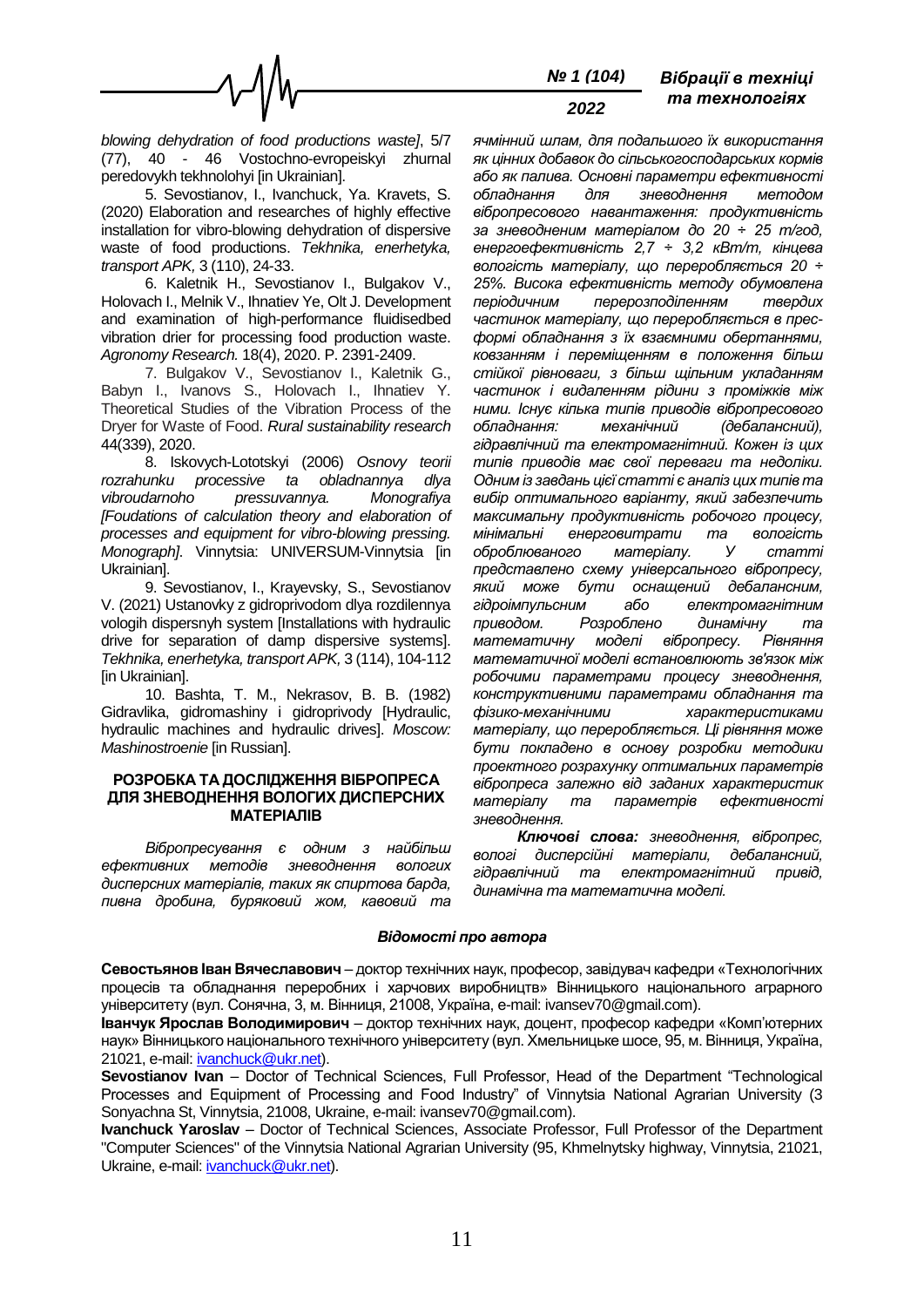*blowing dehydration of food productions waste]*, 5/7 (77), 40 - 46 Vostochno-evropeiskyi zhurnal peredovykh tekhnolohyi [in Ukrainian].

5. Sevostianov, I., Ivanchuck, Ya. Kravets, S. (2020) Elaboration and researches of highly effective installation for vibro-blowing dehydration of dispersive waste of food productions. *Tekhnika, enerhetyka, transport APK,* 3 (110), 24-33.

6. Kaletnik H., Sevostianov I., Bulgakov V., Holovach I., Melnik V., Ihnatiev Ye, Olt J. Development and examination of high-performance fluidisedbed vibration drier for processing food production waste. *Agronomy Research.* 18(4), 2020. P. 2391-2409.

7. Bulgakov V., Sevostianov I., Kaletnik G., Babyn I., Ivanovs S., Holovach I., Ihnatiev Y. Theoretical Studies of the Vibration Process of the Dryer for Waste of Food. *Rural sustainability research* 44(339), 2020.

8. Iskovych-Lototskyi (2006) *Osnovy teorii rozrahunku processive ta obladnannya dlya vibroudarnoho pressuvannya. Monografiya [Foudations of calculation theory and elaboration of processes and equipment for vibro-blowing pressing. Monograph].* Vinnytsia: UNIVERSUM-Vinnytsia [in Ukrainian].

9. Sevostianov, I., Krayevsky, S., Sevostianov V. (2021) Ustanovky z gidroprivodom dlya rozdilennya vologih dispersnyh system [Installations with hydraulic drive for separation of damp dispersive systems]. *Tekhnika, enerhetyka, transport APK,* 3 (114), 104-112 [in Ukrainian].

10. Bashta, T. M., Nekrasov, B. B. (1982) Gidravlika, gidromashiny i gidroprivody [Hydraulic, hydraulic machines and hydraulic drives]. *Moscow: Mashinostroenie* [in Russian].

## РОЗРОБКА ТА ДОСЛІДЖЕННЯ ВІБРОПРЕСА ДЛЯ ЗНЕВОДНЕННЯ ВОЛОГИХ ДИСПЕРСНИХ МАТЕРІАЛІВ

*Вібропресування є одним з найбільш ефективних методів зневоднення вологих дисперсних матеріалів, таких як спиртова барда, пивна дробина, буряковий жом, кавовий та ячмінний шлам, для подальшого їх використання як цінних добавок до сільськогосподарських кормів або як палива. Основні параметри ефективності обладнання для зневоднення методом віброрпресового навантаження: продуктивність за зневодненим матеріалом до 20 ÷ 25 т/год, енергоефективність 2,7 ÷ 3,2 кВт/т, кінцева вологість матеріалу, що переробляється 20 ÷ 25%. Висока ефективність методу обумовлена періодичним перерозподіленням твердих частинок матеріалу, що переробляється в прес-формі обладнання з їх взаємними обертаннями, ковзанням і переміщенням в положення більш стійкої рівноваги, з більш щільним укладанням частинок і видаленням рідини з проміжків між ними. Існує кілька типів приводів віброрпресового обладнання: механічний (дебалансний), гідравлічний та електромагнітний. Кожен із цих типів приводів має свої переваги та недоліки. Одним із завдань цієї статті є аналіз цих типів та вибір оптимального варіанту, який забезпечить максимальну продуктивність робочого процесу, мінімальні енерговитрати та вологість оброблюваного матеріалу. У статті представлено схему універсального віброрпресу, який може бути оснащений дебалансним, гідроімпульсним або електромагнітним приводом. Розроблено динамічну та математичну моделі віброрпресу. Рівняння математичної моделі встановлюють зв'язок між робочими параметрами процесу зневоднення, конструктивними параметрами обладнання та фізико-механічними характеристиками матеріалу, що переробляється. Ці рівняння може бути покладено в основу розробки методики проектного розрахунку оптимальних параметрів віброрпреса залежно від заданих характеристик матеріалу та параметрів ефективності зневоднення.*

***Ключові слова:*** *зневоднення, вібропрес, вологі дисперсійні матеріали, дебалансний, гідравлічний та електромагнітний привід, динамічна та математична моделі.*

### *Відомості про автора*

**Севостьянов Іван Вячеславович** – доктор технічних наук, професор, завідувач кафедри «Технологічних процесів та обладнання переробних і харчових виробництв» Вінницького національного аграрного університету (вул. Сонячна, 3, м. Вінниця, 21008, Україна, e-mail: ivansev70@gmail.com).

**Іванчук Ярослав Володимирович** – доктор технічних наук, доцент, професор кафедри «Комп'ютерних наук» Вінницького національного технічного університету (вул. Хмельницьке шосе, 95, м. Вінниця, Україна, 21021, e-mail: ivanchuck@ukr.net).

**Sevostianov Ivan** – Doctor of Technical Sciences, Full Professor, Head of the Department "Technological Processes and Equipment of Processing and Food Industry" of Vinnytsia National Agrarian University (3 Sonyachna St, Vinnytsia, 21008, Ukraine, e-mail: ivansev70@gmail.com).

**Ivanchuck Yaroslav** – Doctor of Technical Sciences, Associate Professor, Full Professor of the Department "Computer Sciences" of the Vinnytsia National Agrarian University (95, Khmelnytsky highway, Vinnytsia, 21021, Ukraine, e-mail: ivanchuck@ukr.net).